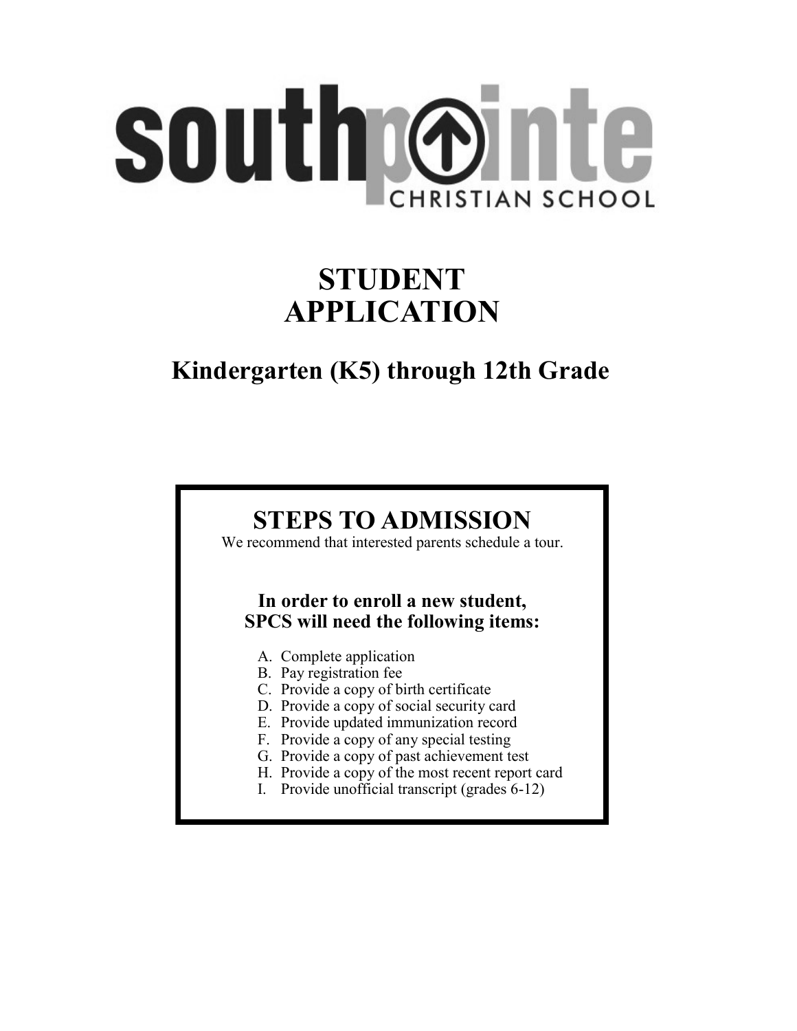# southpointe CHRISTIAN SCHOOL

# STUDENT APPLICATION

## Kindergarten (K5) through 12th Grade

## STEPS TO ADMISSION

We recommend that interested parents schedule a tour.

**In order to enroll a new student, SPCS will need the following items:**

A. Complete application
B. Pay registration fee
C. Provide a copy of birth certificate
D. Provide a copy of social security card
E. Provide updated immunization record
F. Provide a copy of any special testing
G. Provide a copy of past achievement test
H. Provide a copy of the most recent report card
I. Provide unofficial transcript (grades 6-12)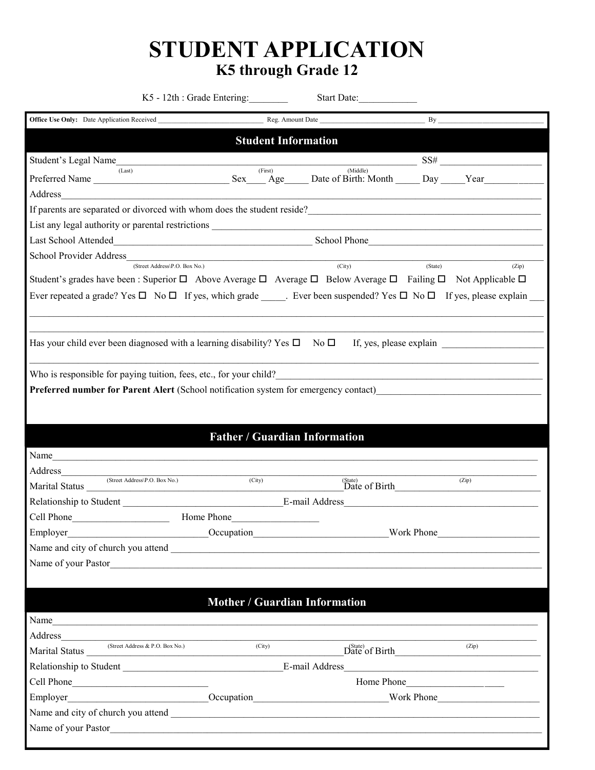# STUDENT APPLICATION

## K5 through Grade 12

K5 - 12th : Grade Entering:________ Start Date:____________

**Office Use Only:** Date Application Received ____________________________ Reg. Amount Date ____________________________ By ____________________________

## Student Information

Student's Legal Name_____________________________________________________________ SS# ____________________
(Last) (First) (Middle)

Preferred Name ___________________________ Sex____ Age_____ Date of Birth: Month _____ Day _____Year___________

Address___________________________________________________________________________________________________

If parents are separated or divorced with whom does the student reside?___________________________________________

List any legal authority or parental restrictions ______________________________________________________________

Last School Attended________________________________________ School Phone_____________________________________

School Provider Address___________________________________________________________________________________
(Street Address\P.O. Box No.) (City) (State) (Zip)

Student's grades have been : Superior ☐ Above Average ☐ Average ☐ Below Average ☐ Failing ☐ Not Applicable ☐

Ever repeated a grade? Yes ☐ No ☐ If yes, which grade _____. Ever been suspended? Yes ☐ No ☐ If yes, please explain ___

__________________________________________________________________________________________________________

__________________________________________________________________________________________________________

Has your child ever been diagnosed with a learning disability? Yes ☐ No ☐ If, yes, please explain ____________________

__________________________________________________________________________________________________________

Who is responsible for paying tuition, fees, etc., for your child?___________________________________________________

**Preferred number for Parent Alert** (School notification system for emergency contact)________________________________

## Father / Guardian Information

Name______________________________________________________________________________________________________

Address____________________________________________________________________________________________________
(Street Address\P.O. Box No.) (City) (State) (Zip)

Marital Status ______________________________________________Date of Birth_______________________________

Relationship to Student _________________________________E-mail Address_________________________________________

Cell Phone____________________ Home Phone__________________

Employer_____________________________Occupation___________________________Work Phone_____________________

Name and city of church you attend _______________________________________________________________________

Name of your Pastor_________________________________________________________________________________________

## Mother / Guardian Information

Name______________________________________________________________________________________________________

Address____________________________________________________________________________________________________
(Street Address & P.O. Box No.) (City) (State) (Zip)

Marital Status ______________________________________________Date of Birth_______________________________

Relationship to Student _________________________________E-mail Address_________________________________________

Cell Phone___________________________ Home Phone_____________________

Employer_____________________________Occupation___________________________Work Phone_____________________

Name and city of church you attend _______________________________________________________________________

Name of your Pastor_________________________________________________________________________________________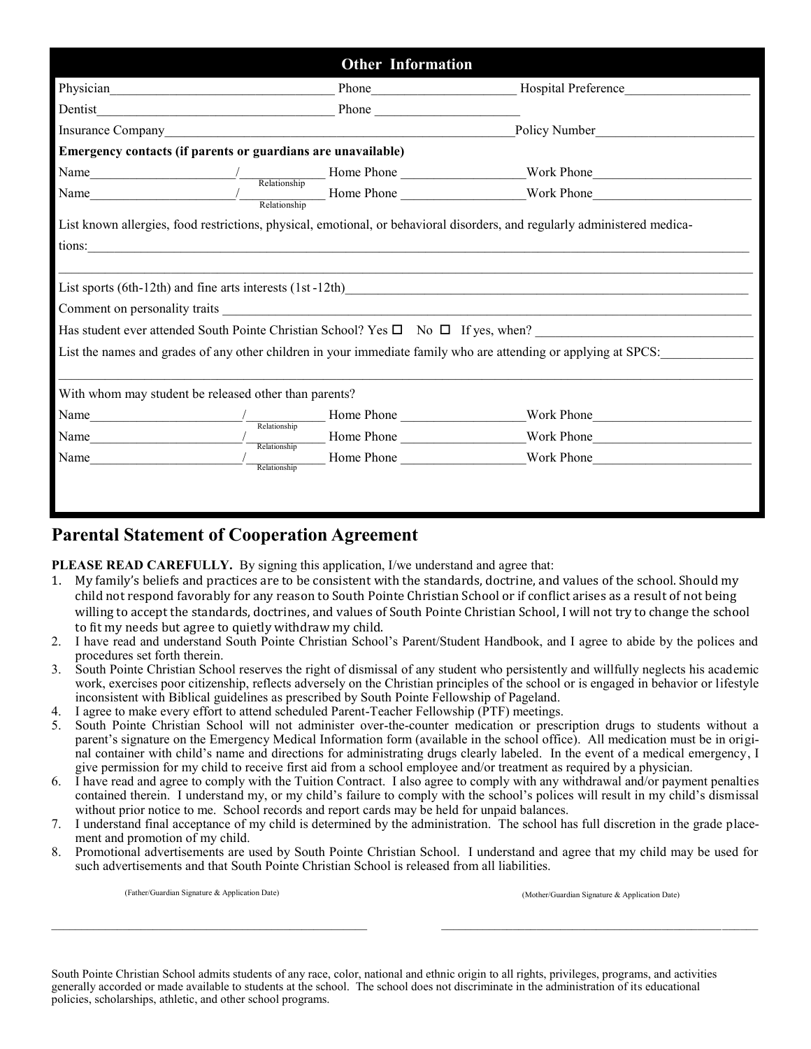## Other Information

Physician_________________________________ Phone_____________________ Hospital Preference__________________

Dentist___________________________________ Phone _____________________

Insurance Company____________________________________________________Policy Number______________________

**Emergency contacts (if parents or guardians are unavailable)**

Name_____________________/___________ Home Phone __________________Work Phone_______________________
Relationship

Name_____________________/___________ Home Phone __________________Work Phone_______________________
Relationship

List known allergies, food restrictions, physical, emotional, or behavioral disorders, and regularly administered medications:_____________________________________________________________________________________________

_____________________________________________________________________________________________________

List sports (6th-12th) and fine arts interests (1st -12th)_____________________________________________________________

Comment on personality traits _________________________________________________________________________

Has student ever attended South Pointe Christian School? Yes ☐ No ☐ If yes, when? _____________________________

List the names and grades of any other children in your immediate family who are attending or applying at SPCS:____________

_____________________________________________________________________________________________________

With whom may student be released other than parents?

Name_____________________/___________ Home Phone __________________Work Phone_______________________
Relationship

Name_____________________/___________ Home Phone __________________Work Phone_______________________
Relationship

Name_____________________/___________ Home Phone __________________Work Phone_______________________
Relationship

## Parental Statement of Cooperation Agreement

**PLEASE READ CAREFULLY.** By signing this application, I/we understand and agree that:

1. My family's beliefs and practices are to be consistent with the standards, doctrine, and values of the school. Should my child not respond favorably for any reason to South Pointe Christian School or if conflict arises as a result of not being willing to accept the standards, doctrines, and values of South Pointe Christian School, I will not try to change the school to fit my needs but agree to quietly withdraw my child.
2. I have read and understand South Pointe Christian School's Parent/Student Handbook, and I agree to abide by the polices and procedures set forth therein.
3. South Pointe Christian School reserves the right of dismissal of any student who persistently and willfully neglects his academic work, exercises poor citizenship, reflects adversely on the Christian principles of the school or is engaged in behavior or lifestyle inconsistent with Biblical guidelines as prescribed by South Pointe Fellowship of Pageland.
4. I agree to make every effort to attend scheduled Parent-Teacher Fellowship (PTF) meetings.
5. South Pointe Christian School will not administer over-the-counter medication or prescription drugs to students without a parent's signature on the Emergency Medical Information form (available in the school office). All medication must be in original container with child's name and directions for administrating drugs clearly labeled. In the event of a medical emergency, I give permission for my child to receive first aid from a school employee and/or treatment as required by a physician.
6. I have read and agree to comply with the Tuition Contract. I also agree to comply with any withdrawal and/or payment penalties contained therein. I understand my, or my child's failure to comply with the school's polices will result in my child's dismissal without prior notice to me. School records and report cards may be held for unpaid balances.
7. I understand final acceptance of my child is determined by the administration. The school has full discretion in the grade placement and promotion of my child.
8. Promotional advertisements are used by South Pointe Christian School. I understand and agree that my child may be used for such advertisements and that South Pointe Christian School is released from all liabilities.

(Father/Guardian Signature & Application Date) (Mother/Guardian Signature & Application Date)

_____________________________________________ _____________________________________________

South Pointe Christian School admits students of any race, color, national and ethnic origin to all rights, privileges, programs, and activities generally accorded or made available to students at the school. The school does not discriminate in the administration of its educational policies, scholarships, athletic, and other school programs.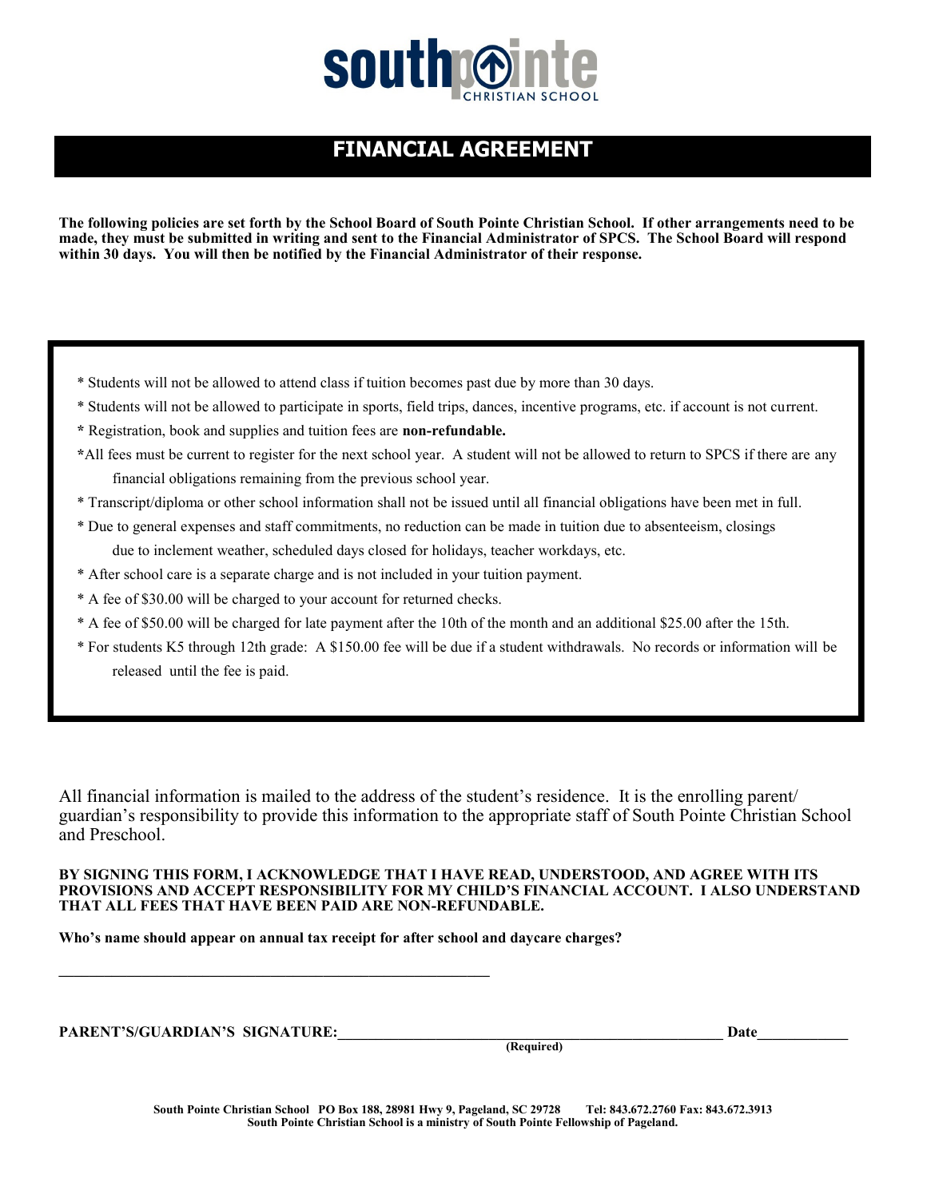# FINANCIAL AGREEMENT

**The following policies are set forth by the School Board of South Pointe Christian School. If other arrangements need to be made, they must be submitted in writing and sent to the Financial Administrator of SPCS. The School Board will respond within 30 days. You will then be notified by the Financial Administrator of their response.**

* Students will not be allowed to attend class if tuition becomes past due by more than 30 days.
* Students will not be allowed to participate in sports, field trips, dances, incentive programs, etc. if account is not current.
* Registration, book and supplies and tuition fees are **non-refundable.**
* All fees must be current to register for the next school year. A student will not be allowed to return to SPCS if there are any financial obligations remaining from the previous school year.
* Transcript/diploma or other school information shall not be issued until all financial obligations have been met in full.
* Due to general expenses and staff commitments, no reduction can be made in tuition due to absenteeism, closings due to inclement weather, scheduled days closed for holidays, teacher workdays, etc.
* After school care is a separate charge and is not included in your tuition payment.
* A fee of $30.00 will be charged to your account for returned checks.
* A fee of $50.00 will be charged for late payment after the 10th of the month and an additional $25.00 after the 15th.
* For students K5 through 12th grade: A $150.00 fee will be due if a student withdrawals. No records or information will be released until the fee is paid.

All financial information is mailed to the address of the student's residence. It is the enrolling parent/guardian's responsibility to provide this information to the appropriate staff of South Pointe Christian School and Preschool.

**BY SIGNING THIS FORM, I ACKNOWLEDGE THAT I HAVE READ, UNDERSTOOD, AND AGREE WITH ITS PROVISIONS AND ACCEPT RESPONSIBILITY FOR MY CHILD'S FINANCIAL ACCOUNT. I ALSO UNDERSTAND THAT ALL FEES THAT HAVE BEEN PAID ARE NON-REFUNDABLE.**

**Who's name should appear on annual tax receipt for after school and daycare charges?**

_________________________________________________________

**PARENT'S/GUARDIAN'S SIGNATURE:**_____________________________________________________ **Date**____________
**(Required)**

**South Pointe Christian School PO Box 188, 28981 Hwy 9, Pageland, SC 29728 Tel: 843.672.2760 Fax: 843.672.3913**
**South Pointe Christian School is a ministry of South Pointe Fellowship of Pageland.**